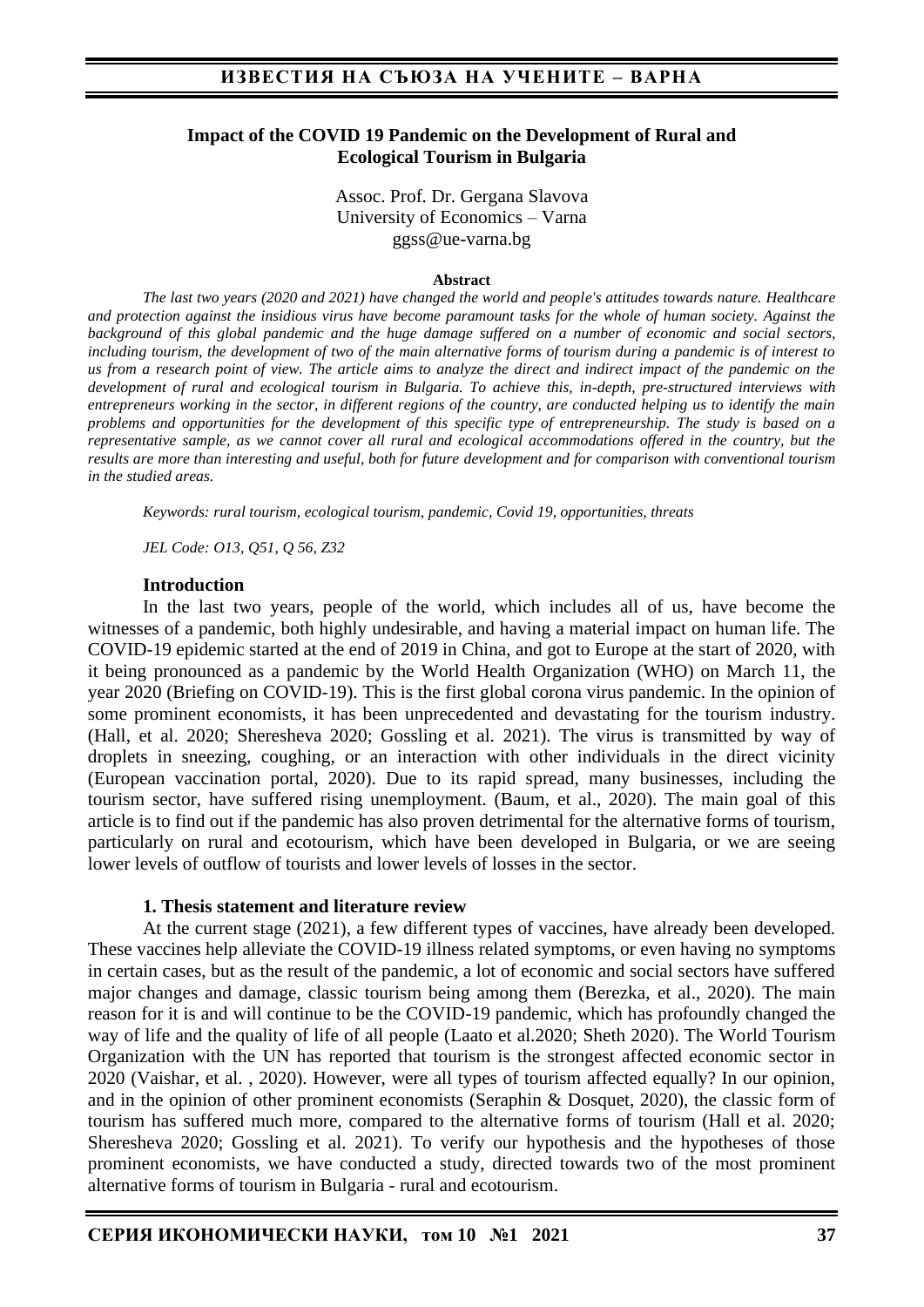## Impact of the COVID 19 Pandemic on the Development of Rural and Ecological Tourism in Bulgaria

Assoc. Prof. Dr. Gergana Slavova
University of Economics – Varna
ggss@ue-varna.bg

**Abstract**

*The last two years (2020 and 2021) have changed the world and people's attitudes towards nature. Healthcare and protection against the insidious virus have become paramount tasks for the whole of human society. Against the background of this global pandemic and the huge damage suffered on a number of economic and social sectors, including tourism, the development of two of the main alternative forms of tourism during a pandemic is of interest to us from a research point of view. The article aims to analyze the direct and indirect impact of the pandemic on the development of rural and ecological tourism in Bulgaria. To achieve this, in-depth, pre-structured interviews with entrepreneurs working in the sector, in different regions of the country, are conducted helping us to identify the main problems and opportunities for the development of this specific type of entrepreneurship. The study is based on a representative sample, as we cannot cover all rural and ecological accommodations offered in the country, but the results are more than interesting and useful, both for future development and for comparison with conventional tourism in the studied areas.*

*Keywords: rural tourism, ecological tourism, pandemic, Covid 19, opportunities, threats*

*JEL Code: O13, Q51, Q 56, Z32*

### Introduction

In the last two years, people of the world, which includes all of us, have become the witnesses of a pandemic, both highly undesirable, and having a material impact on human life. The COVID-19 epidemic started at the end of 2019 in China, and got to Europe at the start of 2020, with it being pronounced as a pandemic by the World Health Organization (WHO) on March 11, the year 2020 (Briefing on COVID-19). This is the first global corona virus pandemic. In the opinion of some prominent economists, it has been unprecedented and devastating for the tourism industry. (Hall, et al. 2020; Sheresheva 2020; Gossling et al. 2021). The virus is transmitted by way of droplets in sneezing, coughing, or an interaction with other individuals in the direct vicinity (European vaccination portal, 2020). Due to its rapid spread, many businesses, including the tourism sector, have suffered rising unemployment. (Baum, et al., 2020). The main goal of this article is to find out if the pandemic has also proven detrimental for the alternative forms of tourism, particularly on rural and ecotourism, which have been developed in Bulgaria, or we are seeing lower levels of outflow of tourists and lower levels of losses in the sector.

### 1. Thesis statement and literature review

At the current stage (2021), a few different types of vaccines, have already been developed. These vaccines help alleviate the COVID-19 illness related symptoms, or even having no symptoms in certain cases, but as the result of the pandemic, a lot of economic and social sectors have suffered major changes and damage, classic tourism being among them (Berezka, et al., 2020). The main reason for it is and will continue to be the COVID-19 pandemic, which has profoundly changed the way of life and the quality of life of all people (Laato et al.2020; Sheth 2020). The World Tourism Organization with the UN has reported that tourism is the strongest affected economic sector in 2020 (Vaishar, et al. , 2020). However, were all types of tourism affected equally? In our opinion, and in the opinion of other prominent economists (Seraphin & Dosquet, 2020), the classic form of tourism has suffered much more, compared to the alternative forms of tourism (Hall et al. 2020; Sheresheva 2020; Gossling et al. 2021). To verify our hypothesis and the hypotheses of those prominent economists, we have conducted a study, directed towards two of the most prominent alternative forms of tourism in Bulgaria - rural and ecotourism.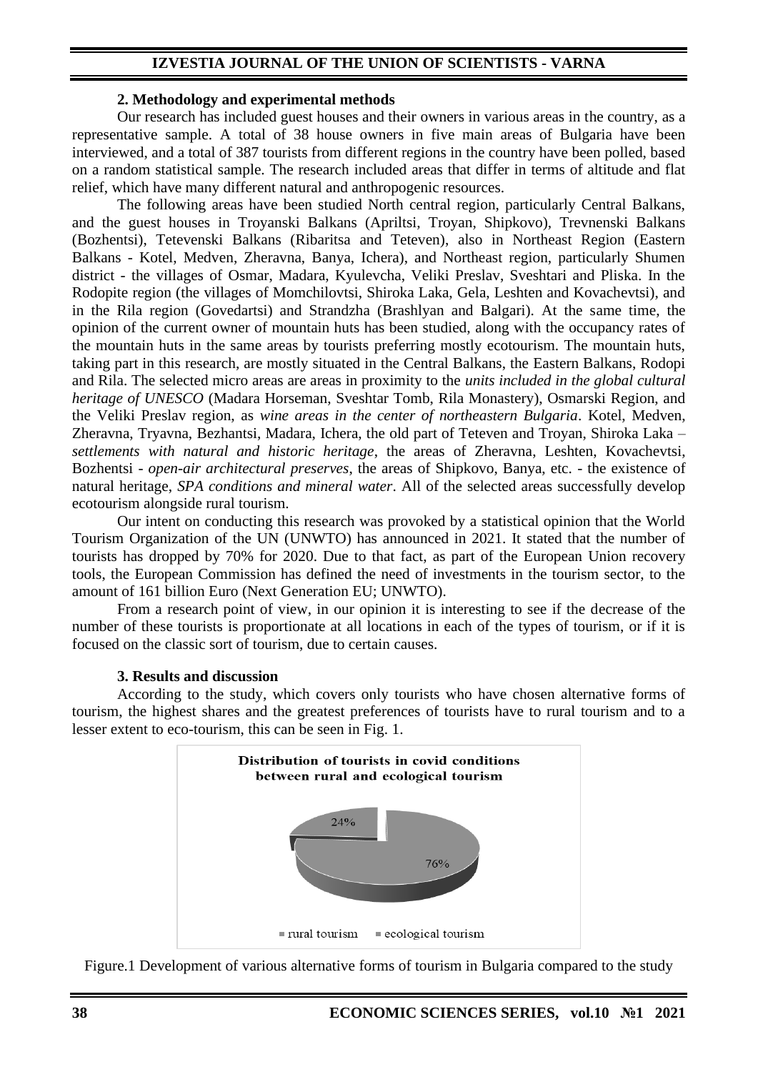## 2. Methodology and experimental methods

Our research has included guest houses and their owners in various areas in the country, as a representative sample. A total of 38 house owners in five main areas of Bulgaria have been interviewed, and a total of 387 tourists from different regions in the country have been polled, based on a random statistical sample. The research included areas that differ in terms of altitude and flat relief, which have many different natural and anthropogenic resources.

The following areas have been studied North central region, particularly Central Balkans, and the guest houses in Troyanski Balkans (Apriltsi, Troyan, Shipkovo), Trevnenski Balkans (Bozhentsi), Tetevenski Balkans (Ribaritsa and Teteven), also in Northeast Region (Eastern Balkans - Kotel, Medven, Zheravna, Banya, Ichera), and Northeast region, particularly Shumen district - the villages of Osmar, Madara, Kyulevcha, Veliki Preslav, Sveshtari and Pliska. In the Rodopite region (the villages of Momchilovtsi, Shiroka Laka, Gela, Leshten and Kovachevtsi), and in the Rila region (Govedartsi) and Strandzha (Brashlyan and Balgari). At the same time, the opinion of the current owner of mountain huts has been studied, along with the occupancy rates of the mountain huts in the same areas by tourists preferring mostly ecotourism. The mountain huts, taking part in this research, are mostly situated in the Central Balkans, the Eastern Balkans, Rodopi and Rila. The selected micro areas are areas in proximity to the *units included in the global cultural heritage of UNESCO* (Madara Horseman, Sveshtar Tomb, Rila Monastery), Osmarski Region, and the Veliki Preslav region, as *wine areas in the center of northeastern Bulgaria*. Kotel, Medven, Zheravna, Tryavna, Bezhantsi, Madara, Ichera, the old part of Teteven and Troyan, Shiroka Laka – *settlements with natural and historic heritage*, the areas of Zheravna, Leshten, Kovachevtsi, Bozhentsi - *open-air architectural preserves*, the areas of Shipkovo, Banya, etc. - the existence of natural heritage, *SPA conditions and mineral water*. All of the selected areas successfully develop ecotourism alongside rural tourism.

Our intent on conducting this research was provoked by a statistical opinion that the World Tourism Organization of the UN (UNWTO) has announced in 2021. It stated that the number of tourists has dropped by 70% for 2020. Due to that fact, as part of the European Union recovery tools, the European Commission has defined the need of investments in the tourism sector, to the amount of 161 billion Euro (Next Generation EU; UNWTO).

From a research point of view, in our opinion it is interesting to see if the decrease of the number of these tourists is proportionate at all locations in each of the types of tourism, or if it is focused on the classic sort of tourism, due to certain causes.

## 3. Results and discussion

According to the study, which covers only tourists who have chosen alternative forms of tourism, the highest shares and the greatest preferences of tourists have to rural tourism and to a lesser extent to eco-tourism, this can be seen in Fig. 1.

**Distribution of tourists in covid conditions between rural and ecological tourism**

24%

76%

▪ rural tourism ▪ ecological tourism

Figure.1 Development of various alternative forms of tourism in Bulgaria compared to the study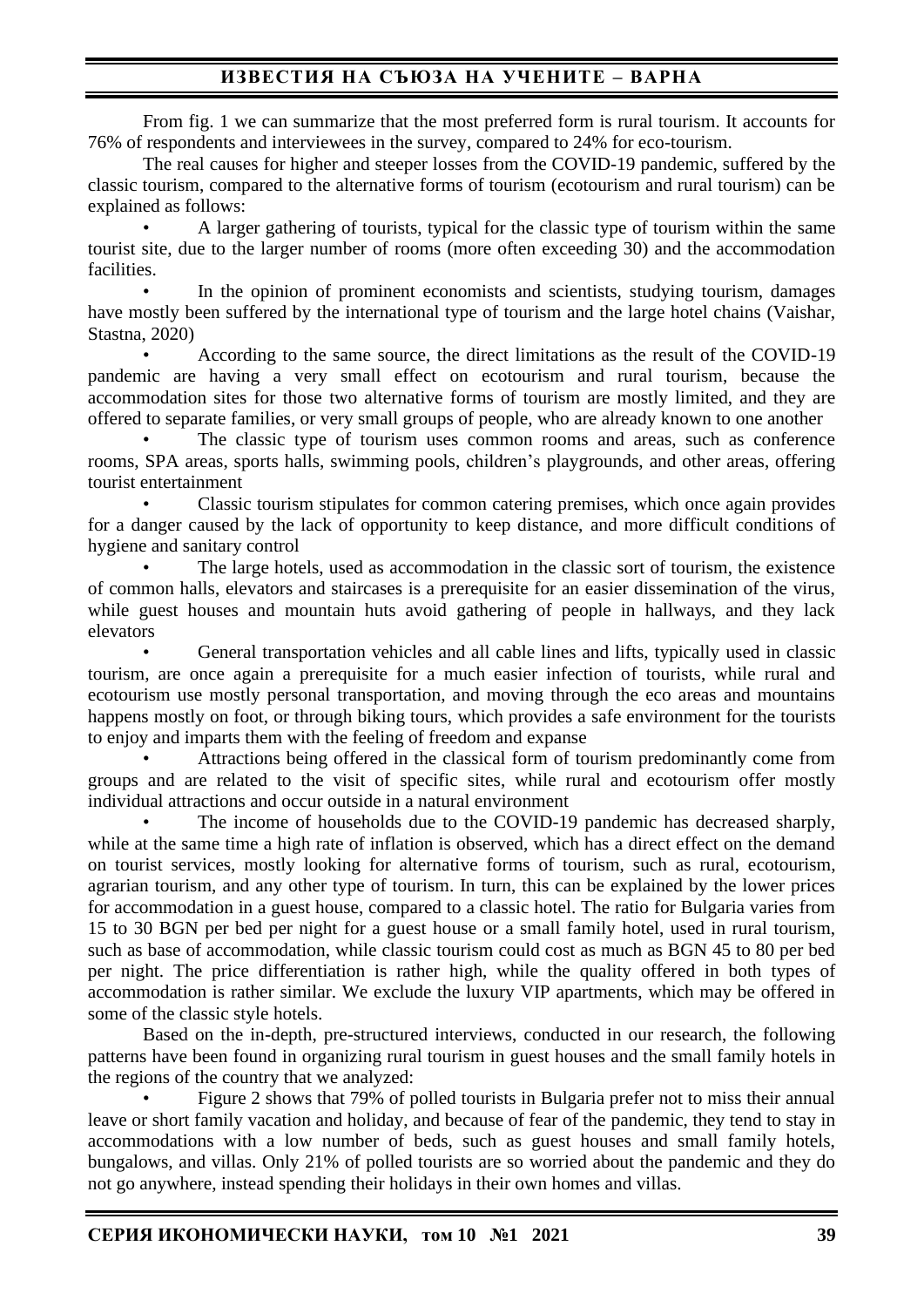From fig. 1 we can summarize that the most preferred form is rural tourism. It accounts for 76% of respondents and interviewees in the survey, compared to 24% for eco-tourism.

The real causes for higher and steeper losses from the COVID-19 pandemic, suffered by the classic tourism, compared to the alternative forms of tourism (ecotourism and rural tourism) can be explained as follows:

- A larger gathering of tourists, typical for the classic type of tourism within the same tourist site, due to the larger number of rooms (more often exceeding 30) and the accommodation facilities.
- In the opinion of prominent economists and scientists, studying tourism, damages have mostly been suffered by the international type of tourism and the large hotel chains (Vaishar, Stastna, 2020)
- According to the same source, the direct limitations as the result of the COVID-19 pandemic are having a very small effect on ecotourism and rural tourism, because the accommodation sites for those two alternative forms of tourism are mostly limited, and they are offered to separate families, or very small groups of people, who are already known to one another
- The classic type of tourism uses common rooms and areas, such as conference rooms, SPA areas, sports halls, swimming pools, children's playgrounds, and other areas, offering tourist entertainment
- Classic tourism stipulates for common catering premises, which once again provides for a danger caused by the lack of opportunity to keep distance, and more difficult conditions of hygiene and sanitary control
- The large hotels, used as accommodation in the classic sort of tourism, the existence of common halls, elevators and staircases is a prerequisite for an easier dissemination of the virus, while guest houses and mountain huts avoid gathering of people in hallways, and they lack elevators
- General transportation vehicles and all cable lines and lifts, typically used in classic tourism, are once again a prerequisite for a much easier infection of tourists, while rural and ecotourism use mostly personal transportation, and moving through the eco areas and mountains happens mostly on foot, or through biking tours, which provides a safe environment for the tourists to enjoy and imparts them with the feeling of freedom and expanse
- Attractions being offered in the classical form of tourism predominantly come from groups and are related to the visit of specific sites, while rural and ecotourism offer mostly individual attractions and occur outside in a natural environment
- The income of households due to the COVID-19 pandemic has decreased sharply, while at the same time a high rate of inflation is observed, which has a direct effect on the demand on tourist services, mostly looking for alternative forms of tourism, such as rural, ecotourism, agrarian tourism, and any other type of tourism. In turn, this can be explained by the lower prices for accommodation in a guest house, compared to a classic hotel. The ratio for Bulgaria varies from 15 to 30 BGN per bed per night for a guest house or a small family hotel, used in rural tourism, such as base of accommodation, while classic tourism could cost as much as BGN 45 to 80 per bed per night. The price differentiation is rather high, while the quality offered in both types of accommodation is rather similar. We exclude the luxury VIP apartments, which may be offered in some of the classic style hotels.

Based on the in-depth, pre-structured interviews, conducted in our research, the following patterns have been found in organizing rural tourism in guest houses and the small family hotels in the regions of the country that we analyzed:

- Figure 2 shows that 79% of polled tourists in Bulgaria prefer not to miss their annual leave or short family vacation and holiday, and because of fear of the pandemic, they tend to stay in accommodations with a low number of beds, such as guest houses and small family hotels, bungalows, and villas. Only 21% of polled tourists are so worried about the pandemic and they do not go anywhere, instead spending their holidays in their own homes and villas.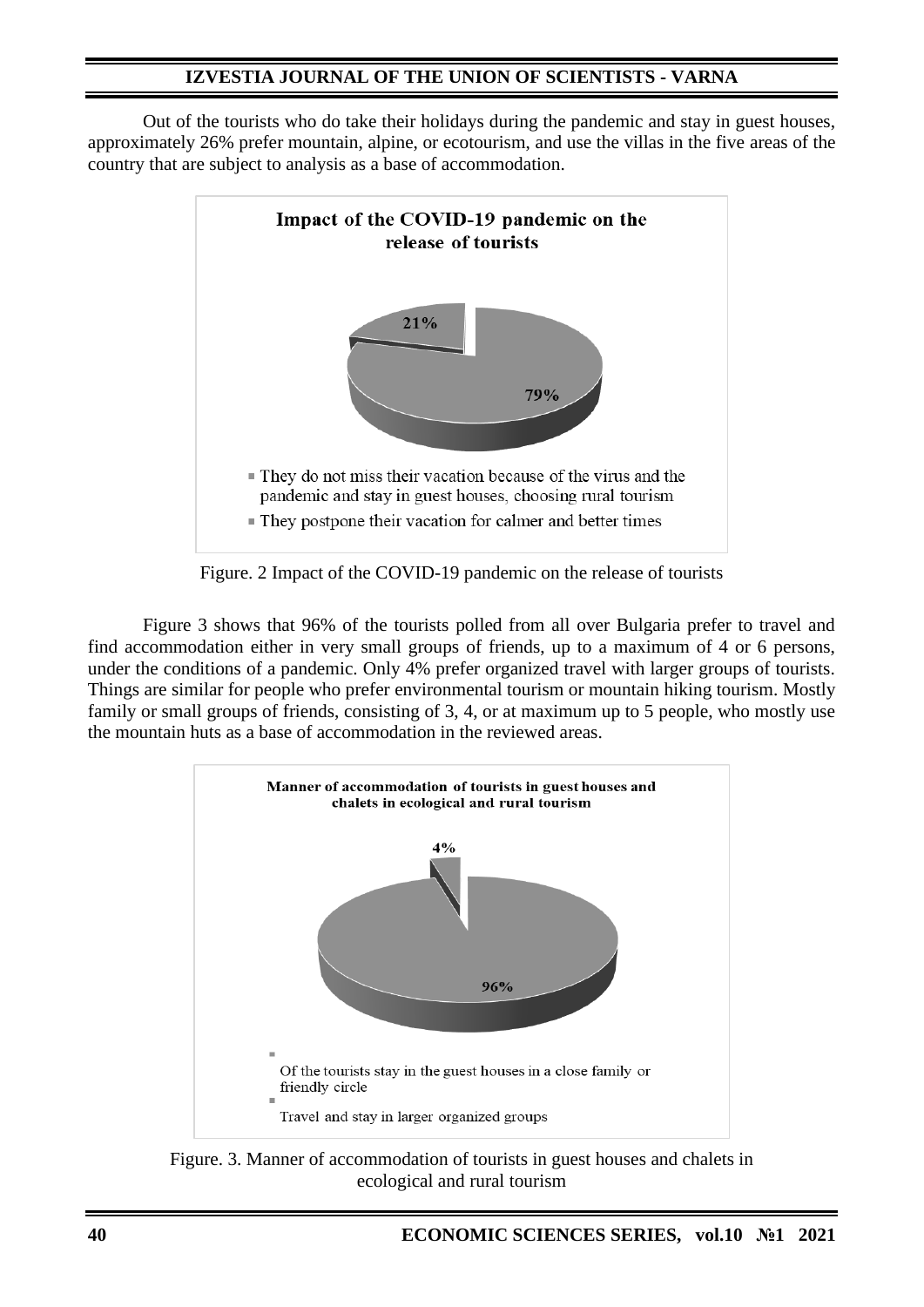Out of the tourists who do take their holidays during the pandemic and stay in guest houses, approximately 26% prefer mountain, alpine, or ecotourism, and use the villas in the five areas of the country that are subject to analysis as a base of accommodation.

**Impact of the COVID-19 pandemic on the release of tourists**

- 21%
- 79%

- They do not miss their vacation because of the virus and the pandemic and stay in guest houses, choosing rural tourism
- They postpone their vacation for calmer and better times

Figure. 2 Impact of the COVID-19 pandemic on the release of tourists

Figure 3 shows that 96% of the tourists polled from all over Bulgaria prefer to travel and find accommodation either in very small groups of friends, up to a maximum of 4 or 6 persons, under the conditions of a pandemic. Only 4% prefer organized travel with larger groups of tourists. Things are similar for people who prefer environmental tourism or mountain hiking tourism. Mostly family or small groups of friends, consisting of 3, 4, or at maximum up to 5 people, who mostly use the mountain huts as a base of accommodation in the reviewed areas.

**Manner of accommodation of tourists in guest houses and chalets in ecological and rural tourism**

- 4%
- 96%

- Of the tourists stay in the guest houses in a close family or friendly circle
- Travel and stay in larger organized groups

Figure. 3. Manner of accommodation of tourists in guest houses and chalets in ecological and rural tourism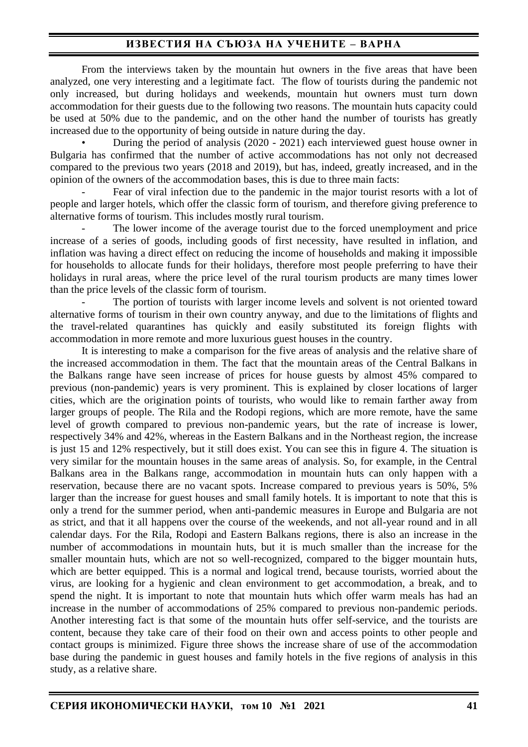From the interviews taken by the mountain hut owners in the five areas that have been analyzed, one very interesting and a legitimate fact. The flow of tourists during the pandemic not only increased, but during holidays and weekends, mountain hut owners must turn down accommodation for their guests due to the following two reasons. The mountain huts capacity could be used at 50% due to the pandemic, and on the other hand the number of tourists has greatly increased due to the opportunity of being outside in nature during the day.

- During the period of analysis (2020 - 2021) each interviewed guest house owner in Bulgaria has confirmed that the number of active accommodations has not only not decreased compared to the previous two years (2018 and 2019), but has, indeed, greatly increased, and in the opinion of the owners of the accommodation bases, this is due to three main facts:
  - Fear of viral infection due to the pandemic in the major tourist resorts with a lot of people and larger hotels, which offer the classic form of tourism, and therefore giving preference to alternative forms of tourism. This includes mostly rural tourism.
  - The lower income of the average tourist due to the forced unemployment and price increase of a series of goods, including goods of first necessity, have resulted in inflation, and inflation was having a direct effect on reducing the income of households and making it impossible for households to allocate funds for their holidays, therefore most people preferring to have their holidays in rural areas, where the price level of the rural tourism products are many times lower than the price levels of the classic form of tourism.
  - The portion of tourists with larger income levels and solvent is not oriented toward alternative forms of tourism in their own country anyway, and due to the limitations of flights and the travel-related quarantines has quickly and easily substituted its foreign flights with accommodation in more remote and more luxurious guest houses in the country.

It is interesting to make a comparison for the five areas of analysis and the relative share of the increased accommodation in them. The fact that the mountain areas of the Central Balkans in the Balkans range have seen increase of prices for house guests by almost 45% compared to previous (non-pandemic) years is very prominent. This is explained by closer locations of larger cities, which are the origination points of tourists, who would like to remain farther away from larger groups of people. The Rila and the Rodopi regions, which are more remote, have the same level of growth compared to previous non-pandemic years, but the rate of increase is lower, respectively 34% and 42%, whereas in the Eastern Balkans and in the Northeast region, the increase is just 15 and 12% respectively, but it still does exist. You can see this in figure 4. The situation is very similar for the mountain houses in the same areas of analysis. So, for example, in the Central Balkans area in the Balkans range, accommodation in mountain huts can only happen with a reservation, because there are no vacant spots. Increase compared to previous years is 50%, 5% larger than the increase for guest houses and small family hotels. It is important to note that this is only a trend for the summer period, when anti-pandemic measures in Europe and Bulgaria are not as strict, and that it all happens over the course of the weekends, and not all-year round and in all calendar days. For the Rila, Rodopi and Eastern Balkans regions, there is also an increase in the number of accommodations in mountain huts, but it is much smaller than the increase for the smaller mountain huts, which are not so well-recognized, compared to the bigger mountain huts, which are better equipped. This is a normal and logical trend, because tourists, worried about the virus, are looking for a hygienic and clean environment to get accommodation, a break, and to spend the night. It is important to note that mountain huts which offer warm meals has had an increase in the number of accommodations of 25% compared to previous non-pandemic periods. Another interesting fact is that some of the mountain huts offer self-service, and the tourists are content, because they take care of their food on their own and access points to other people and contact groups is minimized. Figure three shows the increase share of use of the accommodation base during the pandemic in guest houses and family hotels in the five regions of analysis in this study, as a relative share.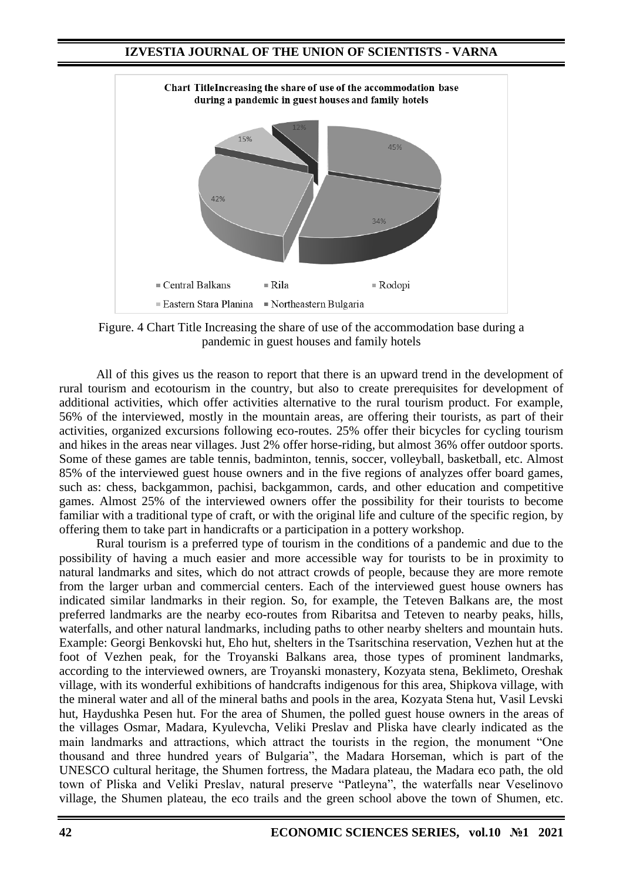Figure. 4 Chart Title Increasing the share of use of the accommodation base during a pandemic in guest houses and family hotels

All of this gives us the reason to report that there is an upward trend in the development of rural tourism and ecotourism in the country, but also to create prerequisites for development of additional activities, which offer activities alternative to the rural tourism product. For example, 56% of the interviewed, mostly in the mountain areas, are offering their tourists, as part of their activities, organized excursions following eco-routes. 25% offer their bicycles for cycling tourism and hikes in the areas near villages. Just 2% offer horse-riding, but almost 36% offer outdoor sports. Some of these games are table tennis, badminton, tennis, soccer, volleyball, basketball, etc. Almost 85% of the interviewed guest house owners and in the five regions of analyzes offer board games, such as: chess, backgammon, pachisi, backgammon, cards, and other education and competitive games. Almost 25% of the interviewed owners offer the possibility for their tourists to become familiar with a traditional type of craft, or with the original life and culture of the specific region, by offering them to take part in handicrafts or a participation in a pottery workshop.

Rural tourism is a preferred type of tourism in the conditions of a pandemic and due to the possibility of having a much easier and more accessible way for tourists to be in proximity to natural landmarks and sites, which do not attract crowds of people, because they are more remote from the larger urban and commercial centers. Each of the interviewed guest house owners has indicated similar landmarks in their region. So, for example, the Teteven Balkans are, the most preferred landmarks are the nearby eco-routes from Ribaritsa and Teteven to nearby peaks, hills, waterfalls, and other natural landmarks, including paths to other nearby shelters and mountain huts. Example: Georgi Benkovski hut, Eho hut, shelters in the Tsaritschina reservation, Vezhen hut at the foot of Vezhen peak, for the Troyanski Balkans area, those types of prominent landmarks, according to the interviewed owners, are Troyanski monastery, Kozyata stena, Beklimeto, Oreshak village, with its wonderful exhibitions of handcrafts indigenous for this area, Shipkova village, with the mineral water and all of the mineral baths and pools in the area, Kozyata Stena hut, Vasil Levski hut, Haydushka Pesen hut. For the area of Shumen, the polled guest house owners in the areas of the villages Osmar, Madara, Kyulevcha, Veliki Preslav and Pliska have clearly indicated as the main landmarks and attractions, which attract the tourists in the region, the monument "One thousand and three hundred years of Bulgaria", the Madara Horseman, which is part of the UNESCO cultural heritage, the Shumen fortress, the Madara plateau, the Madara eco path, the old town of Pliska and Veliki Preslav, natural preserve "Patleyna", the waterfalls near Veselinovo village, the Shumen plateau, the eco trails and the green school above the town of Shumen, etc.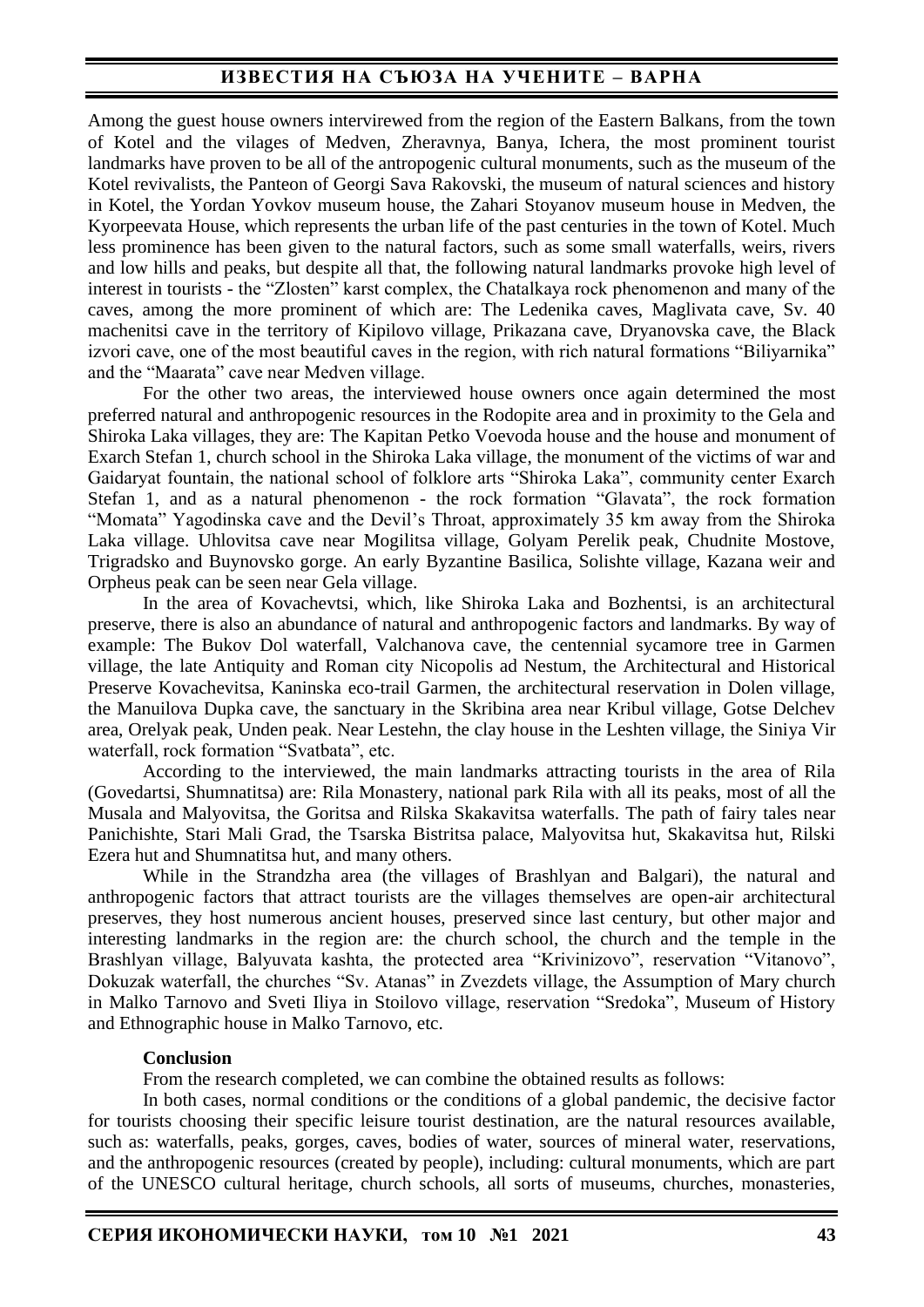Among the guest house owners intervirewed from the region of the Eastern Balkans, from the town of Kotel and the vilages of Medven, Zheravnya, Banya, Ichera, the most prominent tourist landmarks have proven to be all of the antropogenic cultural monuments, such as the museum of the Kotel revivalists, the Panteon of Georgi Sava Rakovski, the museum of natural sciences and history in Kotel, the Yordan Yovkov museum house, the Zahari Stoyanov museum house in Medven, the Kyorpeevata House, which represents the urban life of the past centuries in the town of Kotel. Much less prominence has been given to the natural factors, such as some small waterfalls, weirs, rivers and low hills and peaks, but despite all that, the following natural landmarks provoke high level of interest in tourists - the "Zlosten" karst complex, the Chatalkaya rock phenomenon and many of the caves, among the more prominent of which are: The Ledenika caves, Maglivata cave, Sv. 40 machenitsi cave in the territory of Kipilovo village, Prikazana cave, Dryanovska cave, the Black izvori cave, one of the most beautiful caves in the region, with rich natural formations "Biliyarnika" and the "Maarata" cave near Medven village.

For the other two areas, the interviewed house owners once again determined the most preferred natural and anthropogenic resources in the Rodopite area and in proximity to the Gela and Shiroka Laka villages, they are: The Kapitan Petko Voevoda house and the house and monument of Exarch Stefan 1, church school in the Shiroka Laka village, the monument of the victims of war and Gaidaryat fountain, the national school of folklore arts "Shiroka Laka", community center Exarch Stefan 1, and as a natural phenomenon - the rock formation "Glavata", the rock formation "Momata" Yagodinska cave and the Devil's Throat, approximately 35 km away from the Shiroka Laka village. Uhlovitsa cave near Mogilitsa village, Golyam Perelik peak, Chudnite Mostove, Trigradsko and Buynovsko gorge. An early Byzantine Basilica, Solishte village, Kazana weir and Orpheus peak can be seen near Gela village.

In the area of Kovachevtsi, which, like Shiroka Laka and Bozhentsi, is an architectural preserve, there is also an abundance of natural and anthropogenic factors and landmarks. By way of example: The Bukov Dol waterfall, Valchanova cave, the centennial sycamore tree in Garmen village, the late Antiquity and Roman city Nicopolis ad Nestum, the Architectural and Historical Preserve Kovachevitsa, Kaninska eco-trail Garmen, the architectural reservation in Dolen village, the Manuilova Dupka cave, the sanctuary in the Skribina area near Kribul village, Gotse Delchev area, Orelyak peak, Unden peak. Near Lestehn, the clay house in the Leshten village, the Siniya Vir waterfall, rock formation "Svatbata", etc.

According to the interviewed, the main landmarks attracting tourists in the area of Rila (Govedartsi, Shumnatitsa) are: Rila Monastery, national park Rila with all its peaks, most of all the Musala and Malyovitsa, the Goritsa and Rilska Skakavitsa waterfalls. The path of fairy tales near Panichishte, Stari Mali Grad, the Tsarska Bistritsa palace, Malyovitsa hut, Skakavitsa hut, Rilski Ezera hut and Shumnatitsa hut, and many others.

While in the Strandzha area (the villages of Brashlyan and Balgari), the natural and anthropogenic factors that attract tourists are the villages themselves are open-air architectural preserves, they host numerous ancient houses, preserved since last century, but other major and interesting landmarks in the region are: the church school, the church and the temple in the Brashlyan village, Balyuvata kashta, the protected area "Krivinizovo", reservation "Vitanovo", Dokuzak waterfall, the churches "Sv. Atanas" in Zvezdets village, the Assumption of Mary church in Malko Tarnovo and Sveti Iliya in Stoilovo village, reservation "Sredoka", Museum of History and Ethnographic house in Malko Tarnovo, etc.

**Conclusion**

From the research completed, we can combine the obtained results as follows:

In both cases, normal conditions or the conditions of a global pandemic, the decisive factor for tourists choosing their specific leisure tourist destination, are the natural resources available, such as: waterfalls, peaks, gorges, caves, bodies of water, sources of mineral water, reservations, and the anthropogenic resources (created by people), including: cultural monuments, which are part of the UNESCO cultural heritage, church schools, all sorts of museums, churches, monasteries,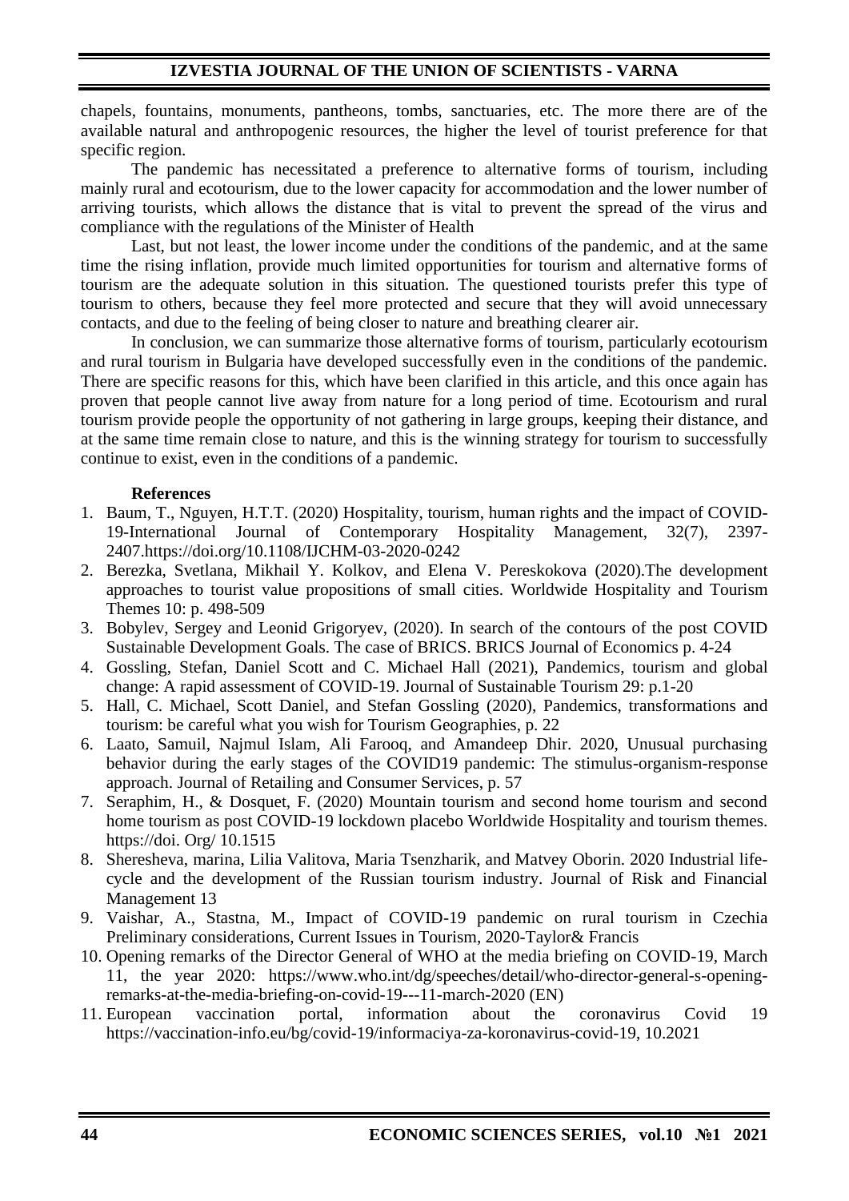chapels, fountains, monuments, pantheons, tombs, sanctuaries, etc. The more there are of the available natural and anthropogenic resources, the higher the level of tourist preference for that specific region.

The pandemic has necessitated a preference to alternative forms of tourism, including mainly rural and ecotourism, due to the lower capacity for accommodation and the lower number of arriving tourists, which allows the distance that is vital to prevent the spread of the virus and compliance with the regulations of the Minister of Health

Last, but not least, the lower income under the conditions of the pandemic, and at the same time the rising inflation, provide much limited opportunities for tourism and alternative forms of tourism are the adequate solution in this situation. The questioned tourists prefer this type of tourism to others, because they feel more protected and secure that they will avoid unnecessary contacts, and due to the feeling of being closer to nature and breathing clearer air.

In conclusion, we can summarize those alternative forms of tourism, particularly ecotourism and rural tourism in Bulgaria have developed successfully even in the conditions of the pandemic. There are specific reasons for this, which have been clarified in this article, and this once again has proven that people cannot live away from nature for a long period of time. Ecotourism and rural tourism provide people the opportunity of not gathering in large groups, keeping their distance, and at the same time remain close to nature, and this is the winning strategy for tourism to successfully continue to exist, even in the conditions of a pandemic.

**References**

1. Baum, T., Nguyen, H.T.T. (2020) Hospitality, tourism, human rights and the impact of COVID-19-International Journal of Contemporary Hospitality Management, 32(7), 2397-2407.https://doi.org/10.1108/IJCHM-03-2020-0242
2. Berezka, Svetlana, Mikhail Y. Kolkov, and Elena V. Pereskokova (2020).The development approaches to tourist value propositions of small cities. Worldwide Hospitality and Tourism Themes 10: p. 498-509
3. Bobylev, Sergey and Leonid Grigoryev, (2020). In search of the contours of the post COVID Sustainable Development Goals. The case of BRICS. BRICS Journal of Economics p. 4-24
4. Gossling, Stefan, Daniel Scott and C. Michael Hall (2021), Pandemics, tourism and global change: A rapid assessment of COVID-19. Journal of Sustainable Tourism 29: p.1-20
5. Hall, C. Michael, Scott Daniel, and Stefan Gossling (2020), Pandemics, transformations and tourism: be careful what you wish for Tourism Geographies, p. 22
6. Laato, Samuil, Najmul Islam, Ali Farooq, and Amandeep Dhir. 2020, Unusual purchasing behavior during the early stages of the COVID19 pandemic: The stimulus-organism-response approach. Journal of Retailing and Consumer Services, p. 57
7. Seraphim, H., & Dosquet, F. (2020) Mountain tourism and second home tourism and second home tourism as post COVID-19 lockdown placebo Worldwide Hospitality and tourism themes. https://doi. Org/ 10.1515
8. Sheresheva, marina, Lilia Valitova, Maria Tsenzharik, and Matvey Oborin. 2020 Industrial life-cycle and the development of the Russian tourism industry. Journal of Risk and Financial Management 13
9. Vaishar, A., Stastna, M., Impact of COVID-19 pandemic on rural tourism in Czechia Preliminary considerations, Current Issues in Tourism, 2020-Taylor& Francis
10. Opening remarks of the Director General of WHO at the media briefing on COVID-19, March 11, the year 2020: https://www.who.int/dg/speeches/detail/who-director-general-s-opening-remarks-at-the-media-briefing-on-covid-19---11-march-2020 (EN)
11. European vaccination portal, information about the coronavirus Covid 19 https://vaccination-info.eu/bg/covid-19/informaciya-za-koronavirus-covid-19, 10.2021